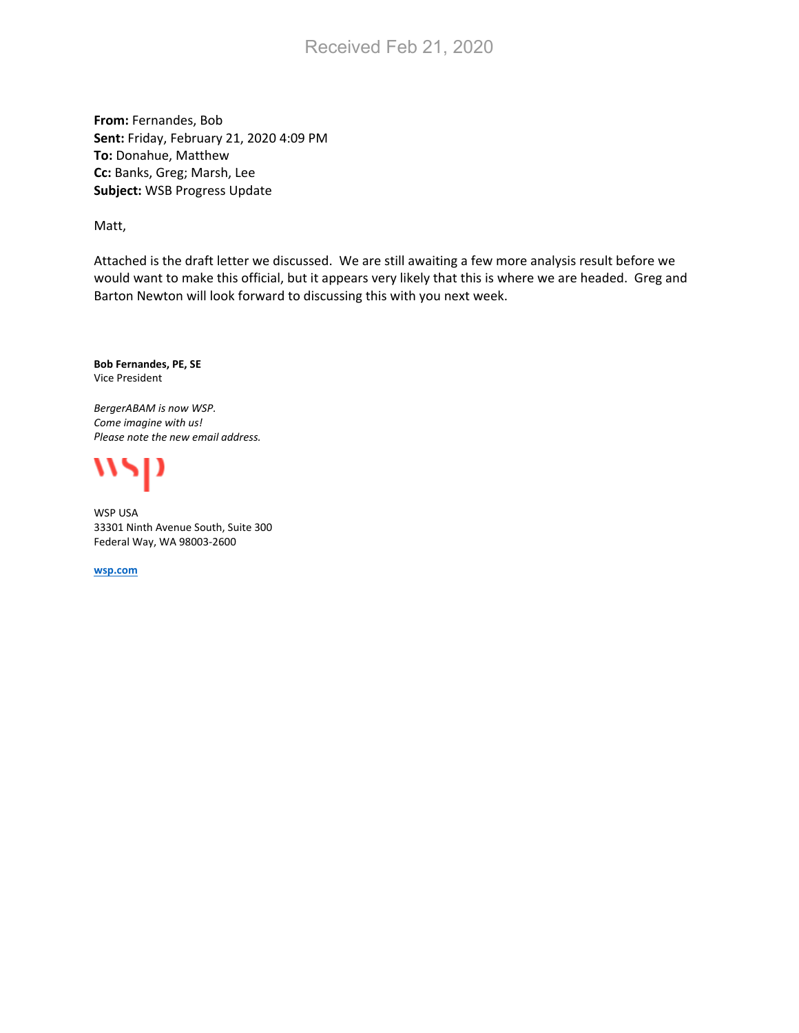Received Feb 21, 2020

**From:** Fernandes, Bob
**Sent:** Friday, February 21, 2020 4:09 PM
**To:** Donahue, Matthew
**Cc:** Banks, Greg; Marsh, Lee
**Subject:** WSB Progress Update

Matt,

Attached is the draft letter we discussed. We are still awaiting a few more analysis result before we would want to make this official, but it appears very likely that this is where we are headed. Greg and Barton Newton will look forward to discussing this with you next week.

**Bob Fernandes, PE, SE**
Vice President

*BergerABAM is now WSP.*
*Come imagine with us!*
*Please note the new email address.*

wsp

WSP USA
33301 Ninth Avenue South, Suite 300
Federal Way, WA 98003-2600

**wsp.com**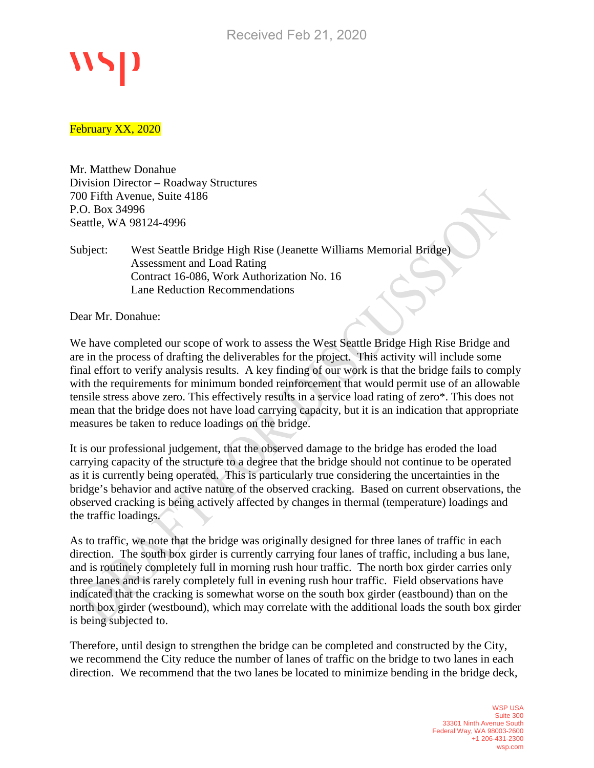Received Feb 21, 2020

February XX, 2020

Mr. Matthew Donahue
Division Director – Roadway Structures
700 Fifth Avenue, Suite 4186
P.O. Box 34996
Seattle, WA 98124-4996

Subject: West Seattle Bridge High Rise (Jeanette Williams Memorial Bridge)
Assessment and Load Rating
Contract 16-086, Work Authorization No. 16
Lane Reduction Recommendations

Dear Mr. Donahue:

We have completed our scope of work to assess the West Seattle Bridge High Rise Bridge and are in the process of drafting the deliverables for the project. This activity will include some final effort to verify analysis results. A key finding of our work is that the bridge fails to comply with the requirements for minimum bonded reinforcement that would permit use of an allowable tensile stress above zero. This effectively results in a service load rating of zero*. This does not mean that the bridge does not have load carrying capacity, but it is an indication that appropriate measures be taken to reduce loadings on the bridge.

It is our professional judgement, that the observed damage to the bridge has eroded the load carrying capacity of the structure to a degree that the bridge should not continue to be operated as it is currently being operated. This is particularly true considering the uncertainties in the bridge's behavior and active nature of the observed cracking. Based on current observations, the observed cracking is being actively affected by changes in thermal (temperature) loadings and the traffic loadings.

As to traffic, we note that the bridge was originally designed for three lanes of traffic in each direction. The south box girder is currently carrying four lanes of traffic, including a bus lane, and is routinely completely full in morning rush hour traffic. The north box girder carries only three lanes and is rarely completely full in evening rush hour traffic. Field observations have indicated that the cracking is somewhat worse on the south box girder (eastbound) than on the north box girder (westbound), which may correlate with the additional loads the south box girder is being subjected to.

Therefore, until design to strengthen the bridge can be completed and constructed by the City, we recommend the City reduce the number of lanes of traffic on the bridge to two lanes in each direction. We recommend that the two lanes be located to minimize bending in the bridge deck,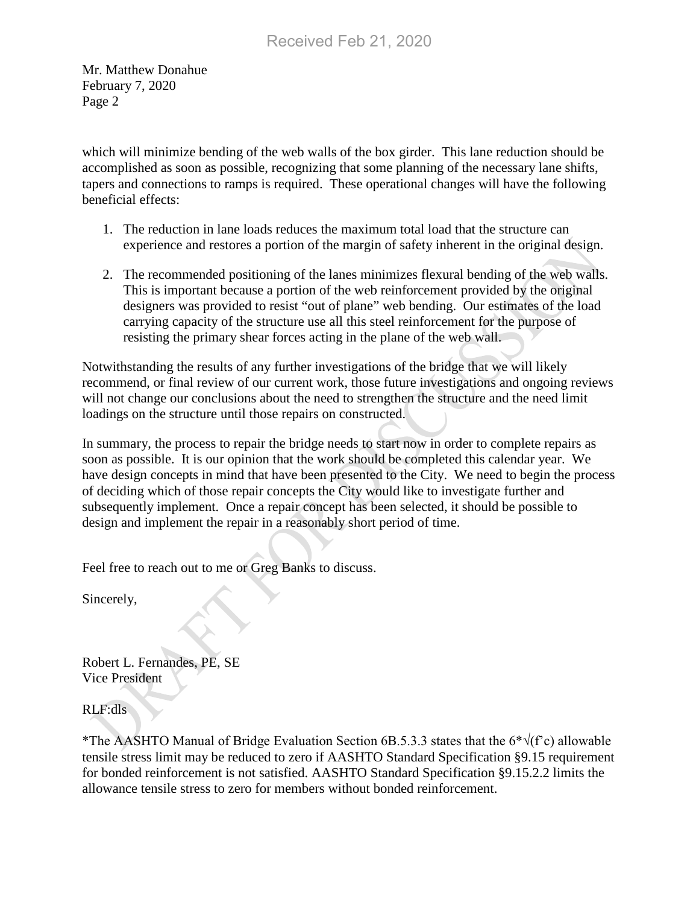which will minimize bending of the web walls of the box girder. This lane reduction should be accomplished as soon as possible, recognizing that some planning of the necessary lane shifts, tapers and connections to ramps is required. These operational changes will have the following beneficial effects:

1. The reduction in lane loads reduces the maximum total load that the structure can experience and restores a portion of the margin of safety inherent in the original design.
2. The recommended positioning of the lanes minimizes flexural bending of the web walls. This is important because a portion of the web reinforcement provided by the original designers was provided to resist "out of plane" web bending. Our estimates of the load carrying capacity of the structure use all this steel reinforcement for the purpose of resisting the primary shear forces acting in the plane of the web wall.

Notwithstanding the results of any further investigations of the bridge that we will likely recommend, or final review of our current work, those future investigations and ongoing reviews will not change our conclusions about the need to strengthen the structure and the need limit loadings on the structure until those repairs on constructed.

In summary, the process to repair the bridge needs to start now in order to complete repairs as soon as possible. It is our opinion that the work should be completed this calendar year. We have design concepts in mind that have been presented to the City. We need to begin the process of deciding which of those repair concepts the City would like to investigate further and subsequently implement. Once a repair concept has been selected, it should be possible to design and implement the repair in a reasonably short period of time.

Feel free to reach out to me or Greg Banks to discuss.

Sincerely,

Robert L. Fernandes, PE, SE
Vice President

RLF:dls

*The AASHTO Manual of Bridge Evaluation Section 6B.5.3.3 states that the $6*\sqrt{f'c}$ allowable tensile stress limit may be reduced to zero if AASHTO Standard Specification §9.15 requirement for bonded reinforcement is not satisfied. AASHTO Standard Specification §9.15.2.2 limits the allowance tensile stress to zero for members without bonded reinforcement.